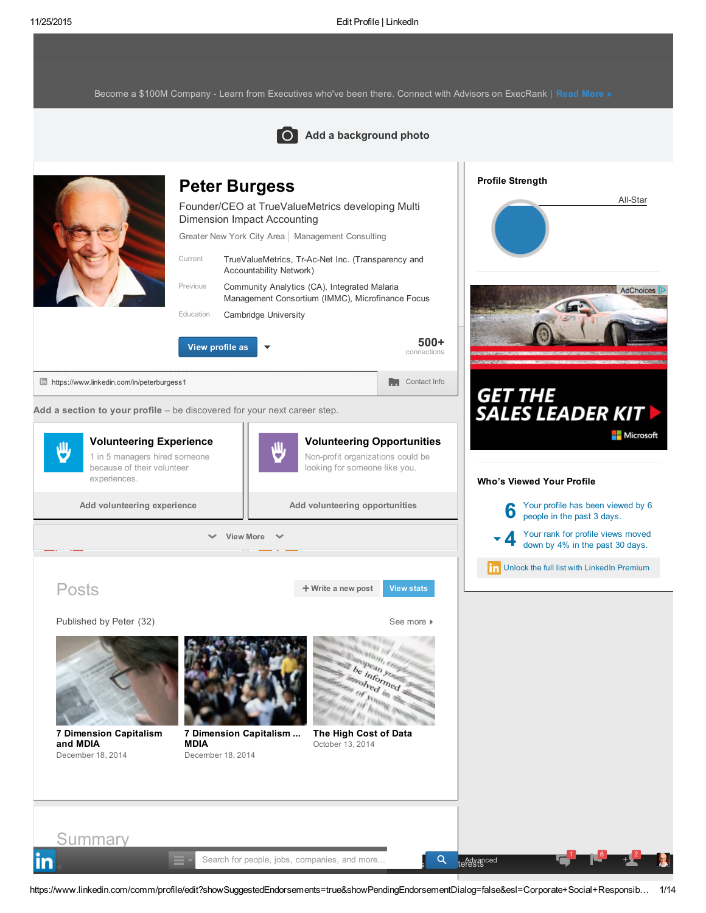Become a $100M Company - Learn from Executives who've been there. Connect with Advisors on ExecRank | Read More »

Add a background photo

# Peter Burgess

Founder/CEO at TrueValueMetrics developing Multi Dimension Impact Accounting

Greater New York City Area | Management Consulting

| | |
|---|---|
| Current | TrueValueMetrics, Tr-Ac-Net Inc. (Transparency and Accountability Network) |
| Previous | Community Analytics (CA), Integrated Malaria Management Consortium (IMMC), Microfinance Focus |
| Education | Cambridge University |

View profile as

500+ connections

https://www.linkedin.com/in/peterburgess1

Contact Info

**Add a section to your profile** – be discovered for your next career step.

**Volunteering Experience**

1 in 5 managers hired someone because of their volunteer experiences.

Add volunteering experience

**Volunteering Opportunities**

Non-profit organizations could be looking for someone like you.

Add volunteering opportunities

View More

## Posts

+ Write a new post | View stats

Published by Peter (32) — See more

**7 Dimension Capitalism and MDIA**
December 18, 2014

**7 Dimension Capitalism ... MDIA**
December 18, 2014

**The High Cost of Data**
October 13, 2014

## Summary

**Profile Strength**

All-Star

AdChoices

GET THE SALES LEADER KIT

Microsoft

**Who's Viewed Your Profile**

6 — Your profile has been viewed by 6 people in the past 3 days.

4 — Your rank for profile views moved down by 4% in the past 30 days.

Unlock the full list with LinkedIn Premium

Search for people, jobs, companies, and more... Advanced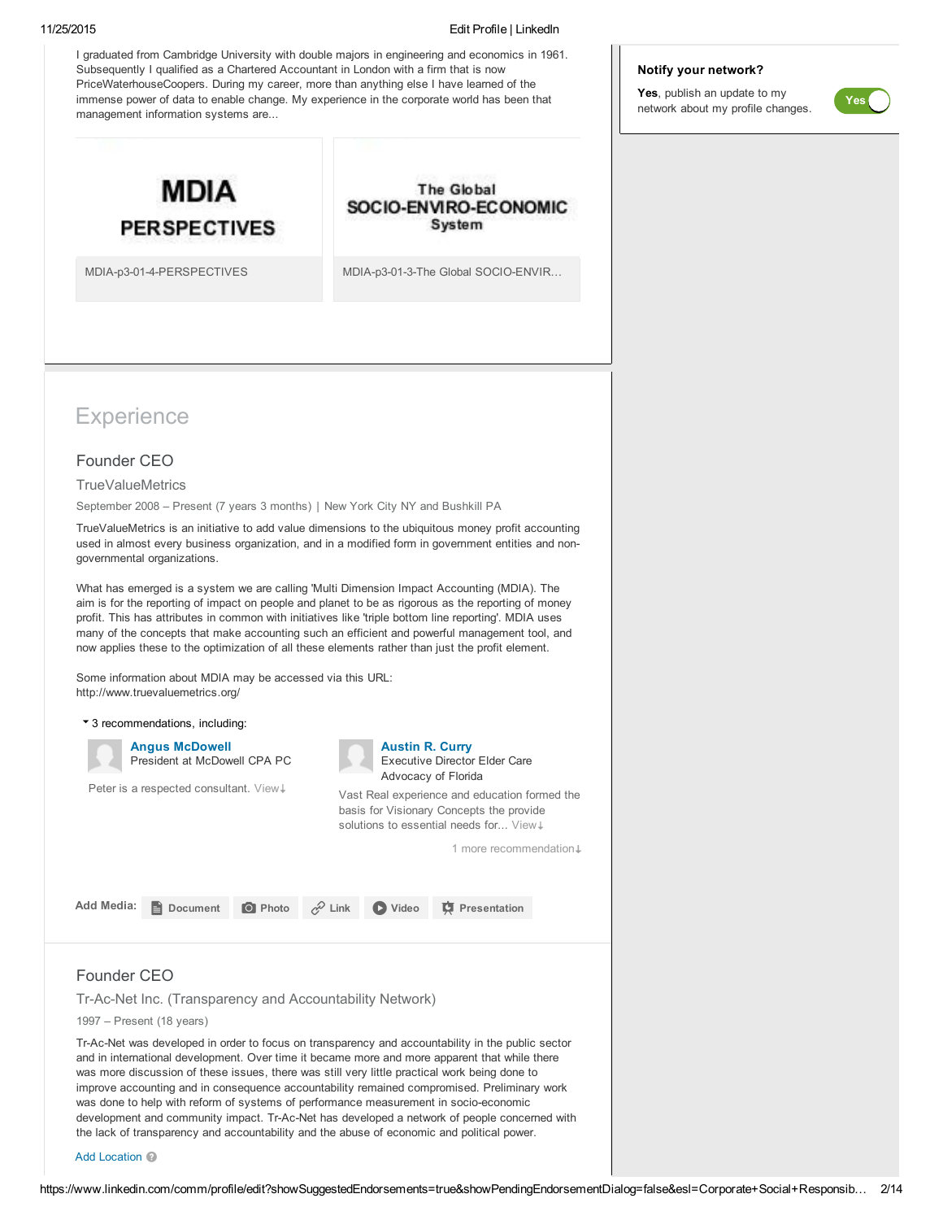I graduated from Cambridge University with double majors in engineering and economics in 1961. Subsequently I qualified as a Chartered Accountant in London with a firm that is now PriceWaterhouseCoopers. During my career, more than anything else I have learned of the immense power of data to enable change. My experience in the corporate world has been that management information systems are...

MDIA PERSPECTIVES

MDIA-p3-01-4-PERSPECTIVES

The Global SOCIO-ENVIRO-ECONOMIC System

MDIA-p3-01-3-The Global SOCIO-ENVIR...

**Notify your network?**

**Yes**, publish an update to my network about my profile changes. Yes

## Experience

### Founder CEO

TrueValueMetrics

September 2008 – Present (7 years 3 months) | New York City NY and Bushkill PA

TrueValueMetrics is an initiative to add value dimensions to the ubiquitous money profit accounting used in almost every business organization, and in a modified form in government entities and non-governmental organizations.

What has emerged is a system we are calling 'Multi Dimension Impact Accounting (MDIA). The aim is for the reporting of impact on people and planet to be as rigorous as the reporting of money profit. This has attributes in common with initiatives like 'triple bottom line reporting'. MDIA uses many of the concepts that make accounting such an efficient and powerful management tool, and now applies these to the optimization of all these elements rather than just the profit element.

Some information about MDIA may be accessed via this URL:
http://www.truevaluemetrics.org/

3 recommendations, including:

**Angus McDowell**
President at McDowell CPA PC

Peter is a respected consultant. View↓

**Austin R. Curry**
Executive Director Elder Care Advocacy of Florida

Vast Real experience and education formed the basis for Visionary Concepts the provide solutions to essential needs for... View↓

1 more recommendation↓

Add Media: Document Photo Link Video Presentation

### Founder CEO

Tr-Ac-Net Inc. (Transparency and Accountability Network)

1997 – Present (18 years)

Tr-Ac-Net was developed in order to focus on transparency and accountability in the public sector and in international development. Over time it became more and more apparent that while there was more discussion of these issues, there was still very little practical work being done to improve accounting and in consequence accountability remained compromised. Preliminary work was done to help with reform of systems of performance measurement in socio-economic development and community impact. Tr-Ac-Net has developed a network of people concerned with the lack of transparency and accountability and the abuse of economic and political power.

Add Location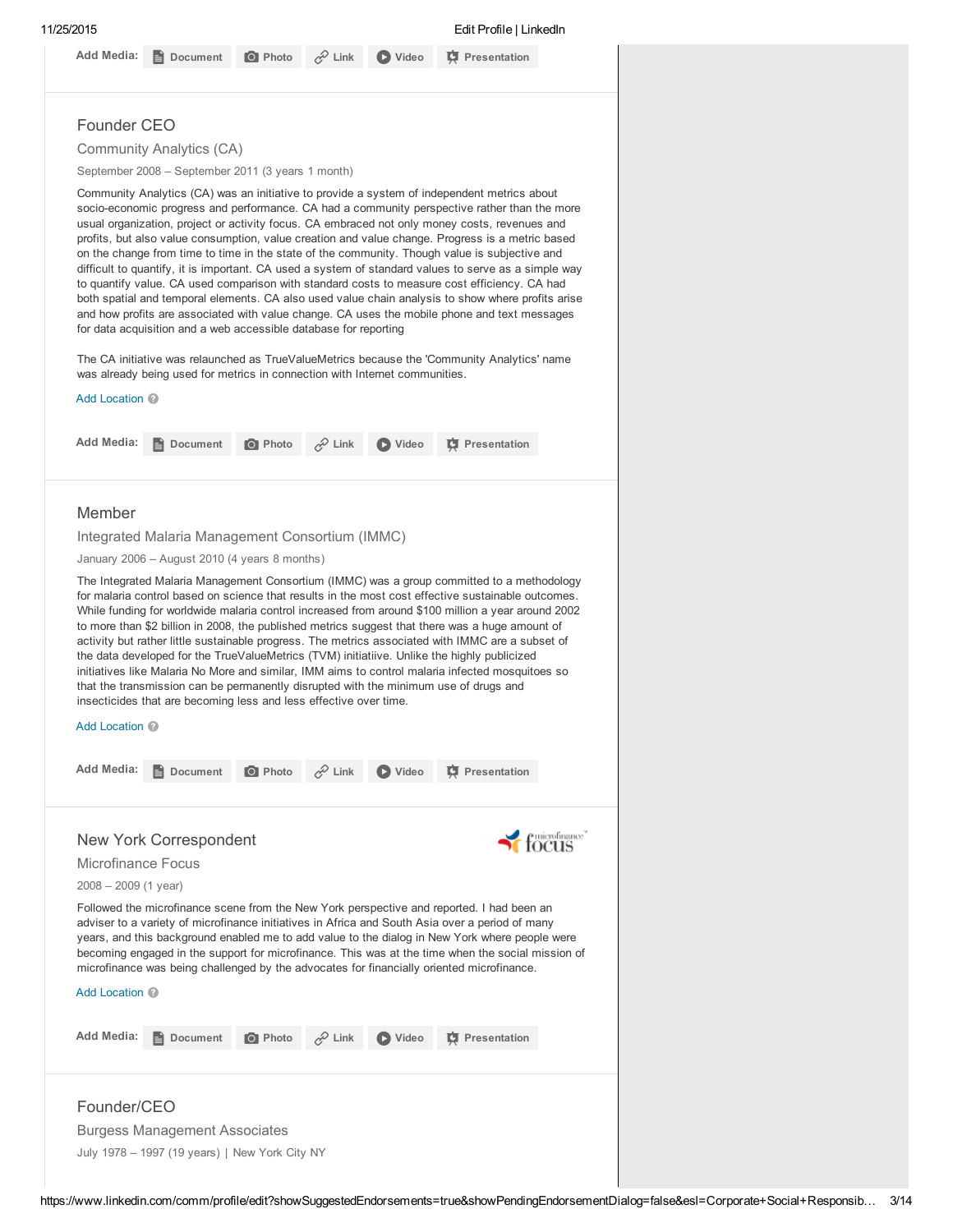Add Media: Document Photo Link Video Presentation

## Founder CEO

### Community Analytics (CA)

September 2008 – September 2011 (3 years 1 month)

Community Analytics (CA) was an initiative to provide a system of independent metrics about socio-economic progress and performance. CA had a community perspective rather than the more usual organization, project or activity focus. CA embraced not only money costs, revenues and profits, but also value consumption, value creation and value change. Progress is a metric based on the change from time to time in the state of the community. Though value is subjective and difficult to quantify, it is important. CA used a system of standard values to serve as a simple way to quantify value. CA used comparison with standard costs to measure cost efficiency. CA had both spatial and temporal elements. CA also used value chain analysis to show where profits arise and how profits are associated with value change. CA uses the mobile phone and text messages for data acquisition and a web accessible database for reporting

The CA initiative was relaunched as TrueValueMetrics because the 'Community Analytics' name was already being used for metrics in connection with Internet communities.

Add Location

Add Media: Document Photo Link Video Presentation

## Member

### Integrated Malaria Management Consortium (IMMC)

January 2006 – August 2010 (4 years 8 months)

The Integrated Malaria Management Consortium (IMMC) was a group committed to a methodology for malaria control based on science that results in the most cost effective sustainable outcomes. While funding for worldwide malaria control increased from around $100 million a year around 2002 to more than $2 billion in 2008, the published metrics suggest that there was a huge amount of activity but rather little sustainable progress. The metrics associated with IMMC are a subset of the data developed for the TrueValueMetrics (TVM) initiatiive. Unlike the highly publicized initiatives like Malaria No More and similar, IMM aims to control malaria infected mosquitoes so that the transmission can be permanently disrupted with the minimum use of drugs and insecticides that are becoming less and less effective over time.

Add Location

Add Media: Document Photo Link Video Presentation

## New York Correspondent

### Microfinance Focus

2008 – 2009 (1 year)

Followed the microfinance scene from the New York perspective and reported. I had been an adviser to a variety of microfinance initiatives in Africa and South Asia over a period of many years, and this background enabled me to add value to the dialog in New York where people were becoming engaged in the support for microfinance. This was at the time when the social mission of microfinance was being challenged by the advocates for financially oriented microfinance.

Add Location

Add Media: Document Photo Link Video Presentation

## Founder/CEO

### Burgess Management Associates

July 1978 – 1997 (19 years) | New York City NY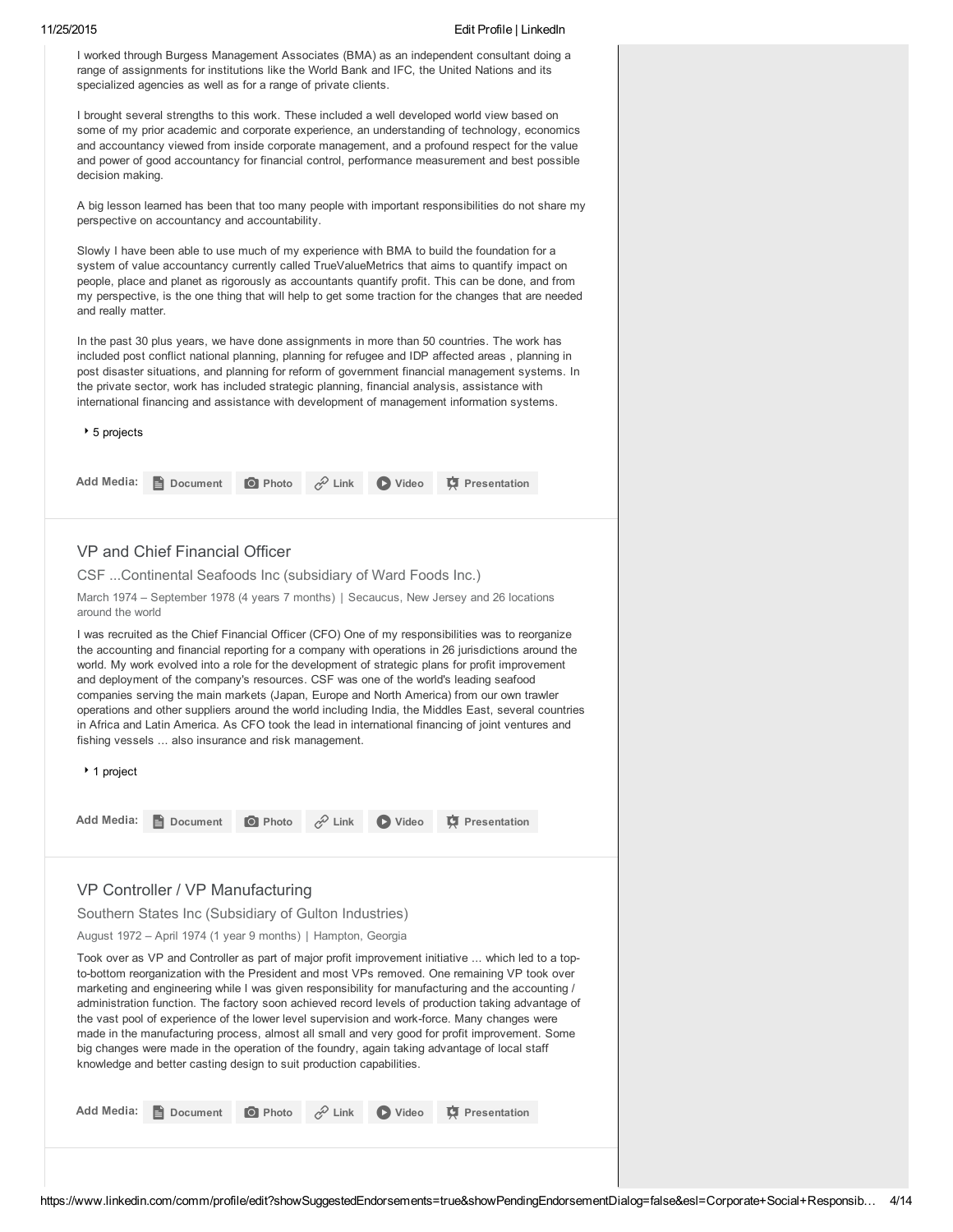I worked through Burgess Management Associates (BMA) as an independent consultant doing a range of assignments for institutions like the World Bank and IFC, the United Nations and its specialized agencies as well as for a range of private clients.

I brought several strengths to this work. These included a well developed world view based on some of my prior academic and corporate experience, an understanding of technology, economics and accountancy viewed from inside corporate management, and a profound respect for the value and power of good accountancy for financial control, performance measurement and best possible decision making.

A big lesson learned has been that too many people with important responsibilities do not share my perspective on accountancy and accountability.

Slowly I have been able to use much of my experience with BMA to build the foundation for a system of value accountancy currently called TrueValueMetrics that aims to quantify impact on people, place and planet as rigorously as accountants quantify profit. This can be done, and from my perspective, is the one thing that will help to get some traction for the changes that are needed and really matter.

In the past 30 plus years, we have done assignments in more than 50 countries. The work has included post conflict national planning, planning for refugee and IDP affected areas , planning in post disaster situations, and planning for reform of government financial management systems. In the private sector, work has included strategic planning, financial analysis, assistance with international financing and assistance with development of management information systems.

‣ 5 projects

Add Media: Document Photo Link Video Presentation

## VP and Chief Financial Officer

CSF ...Continental Seafoods Inc (subsidiary of Ward Foods Inc.)

March 1974 – September 1978 (4 years 7 months) | Secaucus, New Jersey and 26 locations around the world

I was recruited as the Chief Financial Officer (CFO) One of my responsibilities was to reorganize the accounting and financial reporting for a company with operations in 26 jurisdictions around the world. My work evolved into a role for the development of strategic plans for profit improvement and deployment of the company's resources. CSF was one of the world's leading seafood companies serving the main markets (Japan, Europe and North America) from our own trawler operations and other suppliers around the world including India, the Middles East, several countries in Africa and Latin America. As CFO took the lead in international financing of joint ventures and fishing vessels ... also insurance and risk management.

‣ 1 project

Add Media: Document Photo Link Video Presentation

## VP Controller / VP Manufacturing

Southern States Inc (Subsidiary of Gulton Industries)

August 1972 – April 1974 (1 year 9 months) | Hampton, Georgia

Took over as VP and Controller as part of major profit improvement initiative ... which led to a top-to-bottom reorganization with the President and most VPs removed. One remaining VP took over marketing and engineering while I was given responsibility for manufacturing and the accounting / administration function. The factory soon achieved record levels of production taking advantage of the vast pool of experience of the lower level supervision and work-force. Many changes were made in the manufacturing process, almost all small and very good for profit improvement. Some big changes were made in the operation of the foundry, again taking advantage of local staff knowledge and better casting design to suit production capabilities.

Add Media: Document Photo Link Video Presentation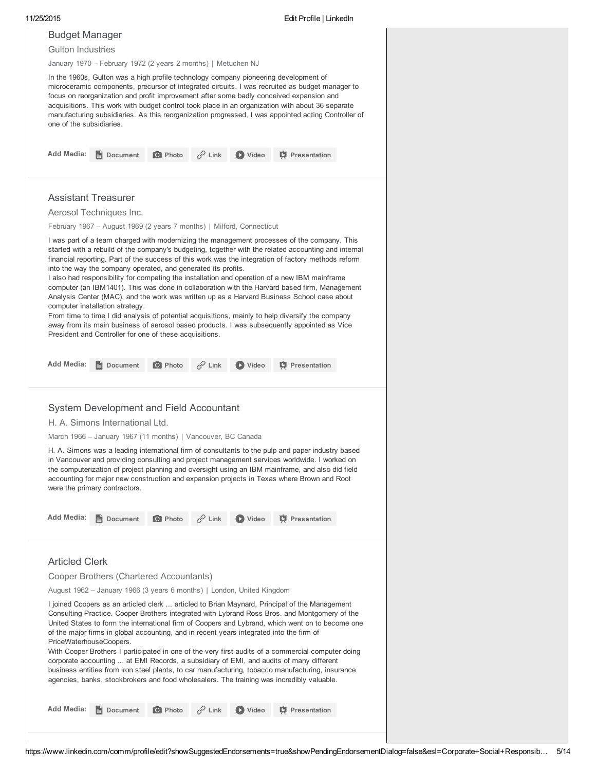## Budget Manager

Gulton Industries

January 1970 – February 1972 (2 years 2 months) | Metuchen NJ

In the 1960s, Gulton was a high profile technology company pioneering development of microceramic components, precursor of integrated circuits. I was recruited as budget manager to focus on reorganization and profit improvement after some badly conceived expansion and acquisitions. This work with budget control took place in an organization with about 36 separate manufacturing subsidiaries. As this reorganization progressed, I was appointed acting Controller of one of the subsidiaries.

Add Media: Document Photo Link Video Presentation

## Assistant Treasurer

Aerosol Techniques Inc.

February 1967 – August 1969 (2 years 7 months) | Milford, Connecticut

I was part of a team charged with modernizing the management processes of the company. This started with a rebuild of the company's budgeting, together with the related accounting and internal financial reporting. Part of the success of this work was the integration of factory methods reform into the way the company operated, and generated its profits.
I also had responsibility for competing the installation and operation of a new IBM mainframe computer (an IBM1401). This was done in collaboration with the Harvard based firm, Management Analysis Center (MAC), and the work was written up as a Harvard Business School case about computer installation strategy.
From time to time I did analysis of potential acquisitions, mainly to help diversify the company away from its main business of aerosol based products. I was subsequently appointed as Vice President and Controller for one of these acquisitions.

Add Media: Document Photo Link Video Presentation

## System Development and Field Accountant

H. A. Simons International Ltd.

March 1966 – January 1967 (11 months) | Vancouver, BC Canada

H. A. Simons was a leading international firm of consultants to the pulp and paper industry based in Vancouver and providing consulting and project management services worldwide. I worked on the computerization of project planning and oversight using an IBM mainframe, and also did field accounting for major new construction and expansion projects in Texas where Brown and Root were the primary contractors.

Add Media: Document Photo Link Video Presentation

## Articled Clerk

Cooper Brothers (Chartered Accountants)

August 1962 – January 1966 (3 years 6 months) | London, United Kingdom

I joined Coopers as an articled clerk ... articled to Brian Maynard, Principal of the Management Consulting Practice. Cooper Brothers integrated with Lybrand Ross Bros. and Montgomery of the United States to form the international firm of Coopers and Lybrand, which went on to become one of the major firms in global accounting, and in recent years integrated into the firm of PriceWaterhouseCoopers.
With Cooper Brothers I participated in one of the very first audits of a commercial computer doing corporate accounting ... at EMI Records, a subsidiary of EMI, and audits of many different business entities from iron steel plants, to car manufacturing, tobacco manufacturing, insurance agencies, banks, stockbrokers and food wholesalers. The training was incredibly valuable.

Add Media: Document Photo Link Video Presentation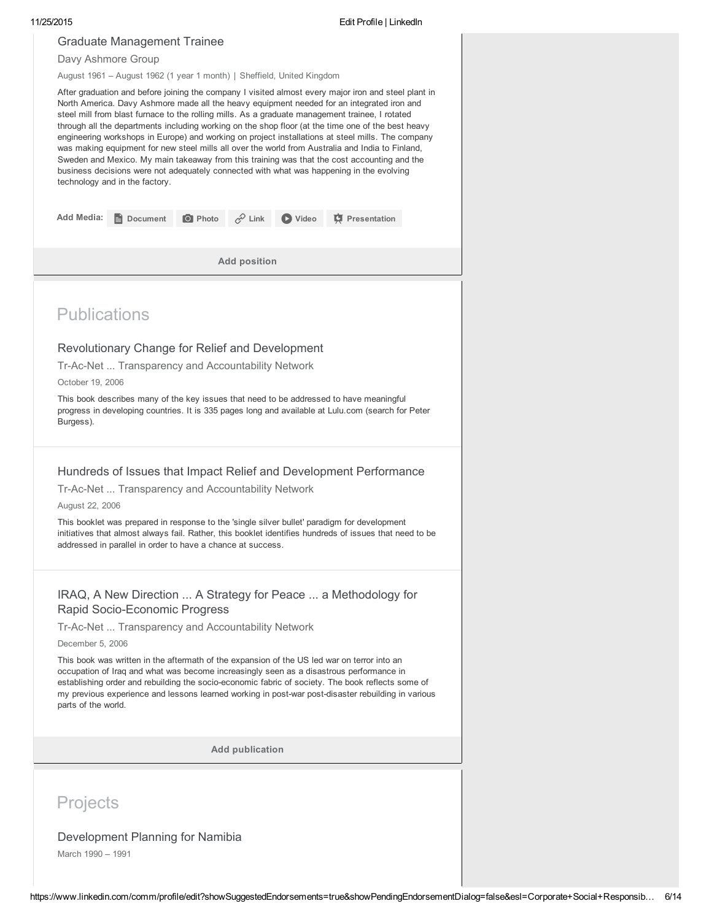### Graduate Management Trainee

Davy Ashmore Group

August 1961 – August 1962 (1 year 1 month) | Sheffield, United Kingdom

After graduation and before joining the company I visited almost every major iron and steel plant in North America. Davy Ashmore made all the heavy equipment needed for an integrated iron and steel mill from blast furnace to the rolling mills. As a graduate management trainee, I rotated through all the departments including working on the shop floor (at the time one of the best heavy engineering workshops in Europe) and working on project installations at steel mills. The company was making equipment for new steel mills all over the world from Australia and India to Finland, Sweden and Mexico. My main takeaway from this training was that the cost accounting and the business decisions were not adequately connected with what was happening in the evolving technology and in the factory.

Add Media: Document Photo Link Video Presentation

Add position

## Publications

### Revolutionary Change for Relief and Development

Tr-Ac-Net ... Transparency and Accountability Network

October 19, 2006

This book describes many of the key issues that need to be addressed to have meaningful progress in developing countries. It is 335 pages long and available at Lulu.com (search for Peter Burgess).

### Hundreds of Issues that Impact Relief and Development Performance

Tr-Ac-Net ... Transparency and Accountability Network

August 22, 2006

This booklet was prepared in response to the 'single silver bullet' paradigm for development initiatives that almost always fail. Rather, this booklet identifies hundreds of issues that need to be addressed in parallel in order to have a chance at success.

### IRAQ, A New Direction ... A Strategy for Peace ... a Methodology for Rapid Socio-Economic Progress

Tr-Ac-Net ... Transparency and Accountability Network

December 5, 2006

This book was written in the aftermath of the expansion of the US led war on terror into an occupation of Iraq and what was become increasingly seen as a disastrous performance in establishing order and rebuilding the socio-economic fabric of society. The book reflects some of my previous experience and lessons learned working in post-war post-disaster rebuilding in various parts of the world.

Add publication

## Projects

### Development Planning for Namibia

March 1990 – 1991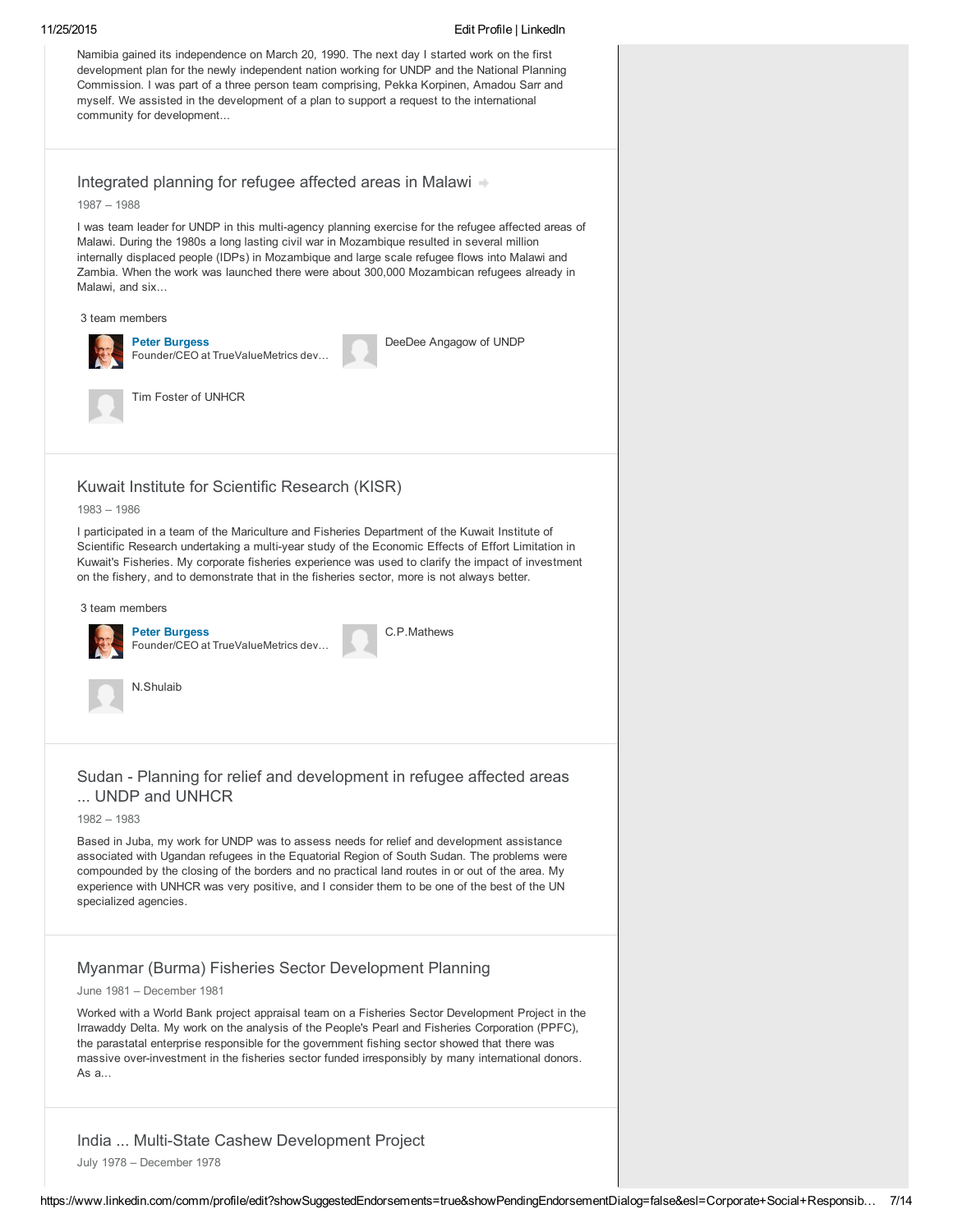Namibia gained its independence on March 20, 1990. The next day I started work on the first development plan for the newly independent nation working for UNDP and the National Planning Commission. I was part of a three person team comprising, Pekka Korpinen, Amadou Sarr and myself. We assisted in the development of a plan to support a request to the international community for development...

## Integrated planning for refugee affected areas in Malawi

1987 – 1988

I was team leader for UNDP in this multi-agency planning exercise for the refugee affected areas of Malawi. During the 1980s a long lasting civil war in Mozambique resulted in several million internally displaced people (IDPs) in Mozambique and large scale refugee flows into Malawi and Zambia. When the work was launched there were about 300,000 Mozambican refugees already in Malawi, and six...

3 team members

**Peter Burgess**
Founder/CEO at TrueValueMetrics dev...

DeeDee Angagow of UNDP

Tim Foster of UNHCR

## Kuwait Institute for Scientific Research (KISR)

1983 – 1986

I participated in a team of the Mariculture and Fisheries Department of the Kuwait Institute of Scientific Research undertaking a multi-year study of the Economic Effects of Effort Limitation in Kuwait's Fisheries. My corporate fisheries experience was used to clarify the impact of investment on the fishery, and to demonstrate that in the fisheries sector, more is not always better.

3 team members

**Peter Burgess**
Founder/CEO at TrueValueMetrics dev...

C.P.Mathews

N.Shulaib

## Sudan - Planning for relief and development in refugee affected areas ... UNDP and UNHCR

1982 – 1983

Based in Juba, my work for UNDP was to assess needs for relief and development assistance associated with Ugandan refugees in the Equatorial Region of South Sudan. The problems were compounded by the closing of the borders and no practical land routes in or out of the area. My experience with UNHCR was very positive, and I consider them to be one of the best of the UN specialized agencies.

## Myanmar (Burma) Fisheries Sector Development Planning

June 1981 – December 1981

Worked with a World Bank project appraisal team on a Fisheries Sector Development Project in the Irrawaddy Delta. My work on the analysis of the People's Pearl and Fisheries Corporation (PPFC), the parastatal enterprise responsible for the government fishing sector showed that there was massive over-investment in the fisheries sector funded irresponsibly by many international donors. As a...

## India ... Multi-State Cashew Development Project

July 1978 – December 1978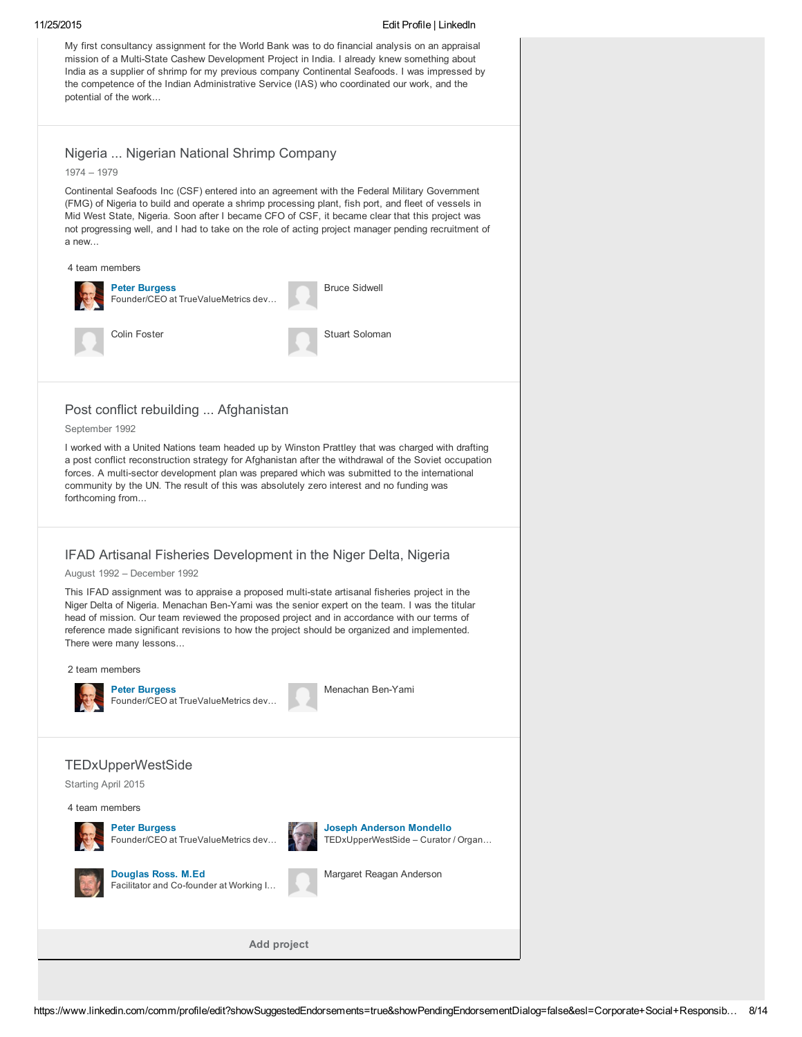My first consultancy assignment for the World Bank was to do financial analysis on an appraisal mission of a Multi-State Cashew Development Project in India. I already knew something about India as a supplier of shrimp for my previous company Continental Seafoods. I was impressed by the competence of the Indian Administrative Service (IAS) who coordinated our work, and the potential of the work...

## Nigeria ... Nigerian National Shrimp Company

1974 – 1979

Continental Seafoods Inc (CSF) entered into an agreement with the Federal Military Government (FMG) of Nigeria to build and operate a shrimp processing plant, fish port, and fleet of vessels in Mid West State, Nigeria. Soon after I became CFO of CSF, it became clear that this project was not progressing well, and I had to take on the role of acting project manager pending recruitment of a new...

4 team members

- **Peter Burgess** — Founder/CEO at TrueValueMetrics dev...
- Bruce Sidwell
- Colin Foster
- Stuart Soloman

## Post conflict rebuilding ... Afghanistan

September 1992

I worked with a United Nations team headed up by Winston Prattley that was charged with drafting a post conflict reconstruction strategy for Afghanistan after the withdrawal of the Soviet occupation forces. A multi-sector development plan was prepared which was submitted to the international community by the UN. The result of this was absolutely zero interest and no funding was forthcoming from...

## IFAD Artisanal Fisheries Development in the Niger Delta, Nigeria

August 1992 – December 1992

This IFAD assignment was to appraise a proposed multi-state artisanal fisheries project in the Niger Delta of Nigeria. Menachan Ben-Yami was the senior expert on the team. I was the titular head of mission. Our team reviewed the proposed project and in accordance with our terms of reference made significant revisions to how the project should be organized and implemented. There were many lessons...

2 team members

- **Peter Burgess** — Founder/CEO at TrueValueMetrics dev...
- Menachan Ben-Yami

## TEDxUpperWestSide

Starting April 2015

4 team members

- **Peter Burgess** — Founder/CEO at TrueValueMetrics dev...
- **Joseph Anderson Mondello** — TEDxUpperWestSide – Curator / Organ...
- **Douglas Ross. M.Ed** — Facilitator and Co-founder at Working I...
- Margaret Reagan Anderson

Add project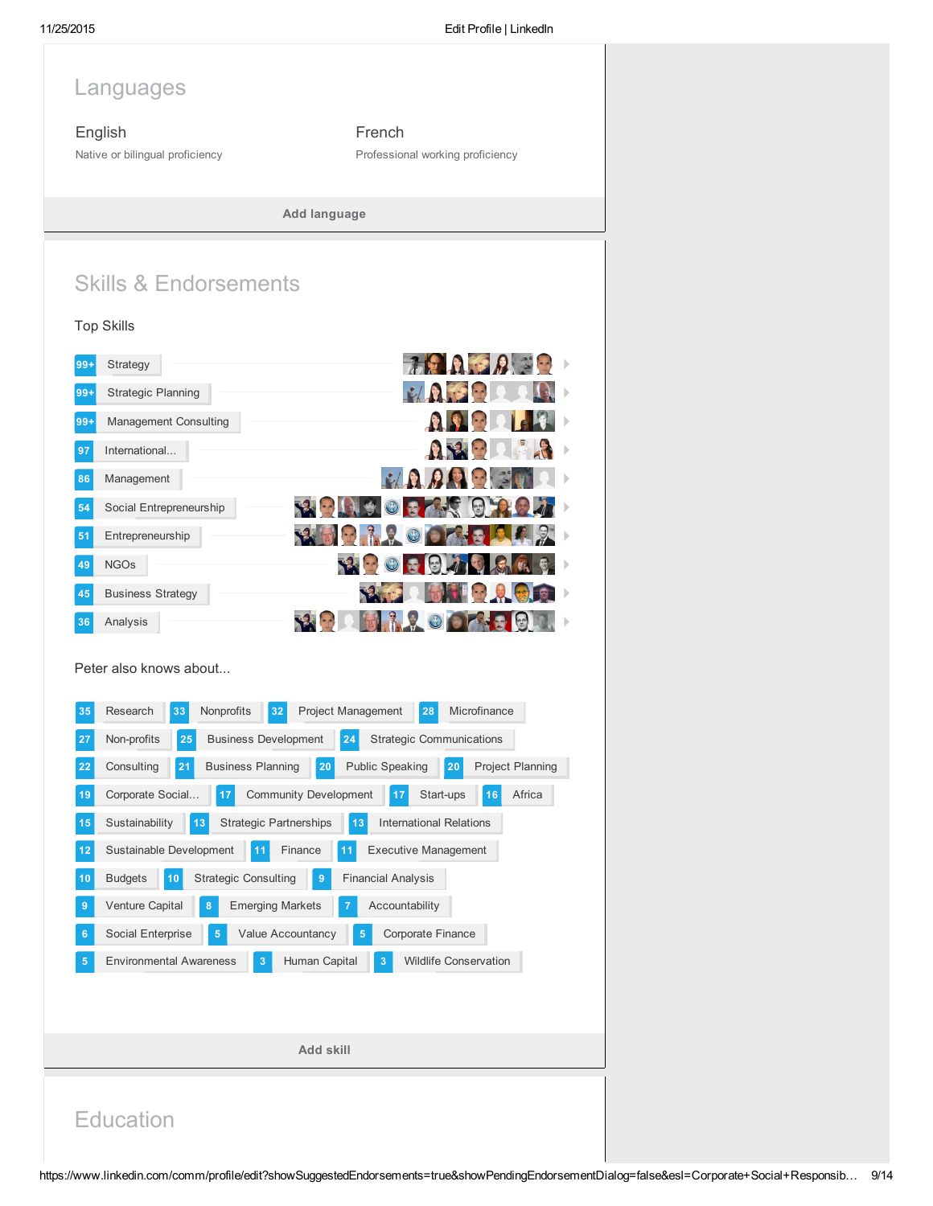## Languages

**English**
Native or bilingual proficiency

**French**
Professional working proficiency

Add language

## Skills & Endorsements

### Top Skills

- 99+ Strategy
- 99+ Strategic Planning
- 99+ Management Consulting
- 97 International...
- 86 Management
- 54 Social Entrepreneurship
- 51 Entrepreneurship
- 49 NGOs
- 45 Business Strategy
- 36 Analysis

### Peter also knows about...

- 35 Research
- 33 Nonprofits
- 32 Project Management
- 28 Microfinance
- 27 Non-profits
- 25 Business Development
- 24 Strategic Communications
- 22 Consulting
- 21 Business Planning
- 20 Public Speaking
- 20 Project Planning
- 19 Corporate Social...
- 17 Community Development
- 17 Start-ups
- 16 Africa
- 15 Sustainability
- 13 Strategic Partnerships
- 13 International Relations
- 12 Sustainable Development
- 11 Finance
- 11 Executive Management
- 10 Budgets
- 10 Strategic Consulting
- 9 Financial Analysis
- 9 Venture Capital
- 8 Emerging Markets
- 7 Accountability
- 6 Social Enterprise
- 5 Value Accountancy
- 5 Corporate Finance
- 5 Environmental Awareness
- 3 Human Capital
- 3 Wildlife Conservation

Add skill

## Education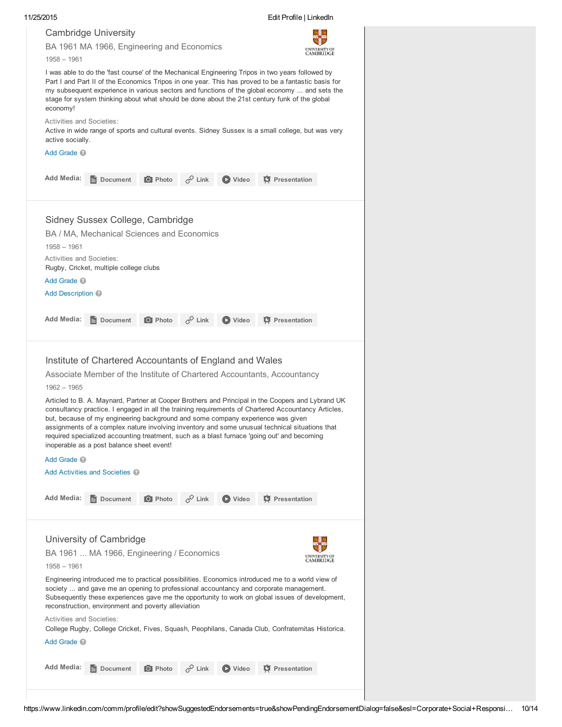## Cambridge University

BA 1961 MA 1966, Engineering and Economics

1958 – 1961

I was able to do the 'fast course' of the Mechanical Engineering Tripos in two years followed by Part I and Part II of the Economics Tripos in one year. This has proved to be a fantastic basis for my subsequent experience in various sectors and functions of the global economy ... and sets the stage for system thinking about what should be done about the 21st century funk of the global economy!

Activities and Societies:
Active in wide range of sports and cultural events. Sidney Sussex is a small college, but was very active socially.

Add Grade

Add Media: Document Photo Link Video Presentation

## Sidney Sussex College, Cambridge

BA / MA, Mechanical Sciences and Economics

1958 – 1961

Activities and Societies:
Rugby, Cricket, multiple college clubs

Add Grade

Add Description

Add Media: Document Photo Link Video Presentation

## Institute of Chartered Accountants of England and Wales

Associate Member of the Institute of Chartered Accountants, Accountancy

1962 – 1965

Articled to B. A. Maynard, Partner at Cooper Brothers and Principal in the Coopers and Lybrand UK consultancy practice. I engaged in all the training requirements of Chartered Accountancy Articles, but, because of my engineering background and some company experience was given assignments of a complex nature involving inventory and some unusual technical situations that required specialized accounting treatment, such as a blast furnace 'going out' and becoming inoperable as a post balance sheet event!

Add Grade

Add Activities and Societies

Add Media: Document Photo Link Video Presentation

## University of Cambridge

BA 1961 ... MA 1966, Engineering / Economics

1958 – 1961

Engineering introduced me to practical possibilities. Economics introduced me to a world view of society ... and gave me an opening to professional accountancy and corporate management. Subsequently these experiences gave me the opportunity to work on global issues of development, reconstruction, environment and poverty alleviation

Activities and Societies:
College Rugby, College Cricket, Fives, Squash, Peophilans, Canada Club, Confraternitas Historica.

Add Grade

Add Media: Document Photo Link Video Presentation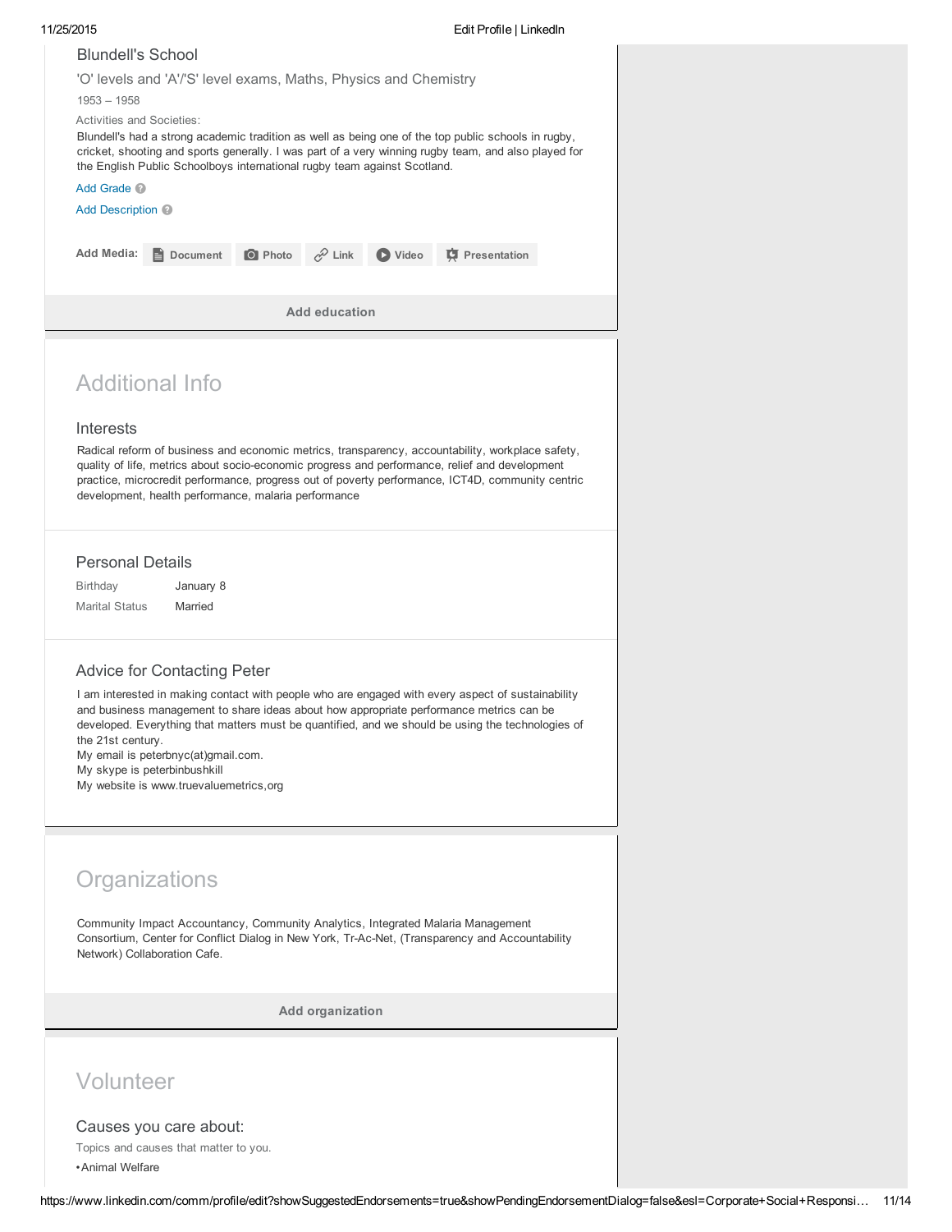### Blundell's School

'O' levels and 'A'/'S' level exams, Maths, Physics and Chemistry

1953 – 1958

Activities and Societies:

Blundell's had a strong academic tradition as well as being one of the top public schools in rugby, cricket, shooting and sports generally. I was part of a very winning rugby team, and also played for the English Public Schoolboys international rugby team against Scotland.

Add Grade

Add Description

**Add Media:** Document Photo Link Video Presentation

**Add education**

## Additional Info

### Interests

Radical reform of business and economic metrics, transparency, accountability, workplace safety, quality of life, metrics about socio-economic progress and performance, relief and development practice, microcredit performance, progress out of poverty performance, ICT4D, community centric development, health performance, malaria performance

### Personal Details

| | |
|---|---|
| Birthday | January 8 |
| Marital Status | Married |

### Advice for Contacting Peter

I am interested in making contact with people who are engaged with every aspect of sustainability and business management to share ideas about how appropriate performance metrics can be developed. Everything that matters must be quantified, and we should be using the technologies of the 21st century.
My email is peterbnyc(at)gmail.com.
My skype is peterbinbushkill
My website is www.truevaluemetrics,org

## Organizations

Community Impact Accountancy, Community Analytics, Integrated Malaria Management Consortium, Center for Conflict Dialog in New York, Tr-Ac-Net, (Transparency and Accountability Network) Collaboration Cafe.

**Add organization**

## Volunteer

### Causes you care about:

Topics and causes that matter to you.

- Animal Welfare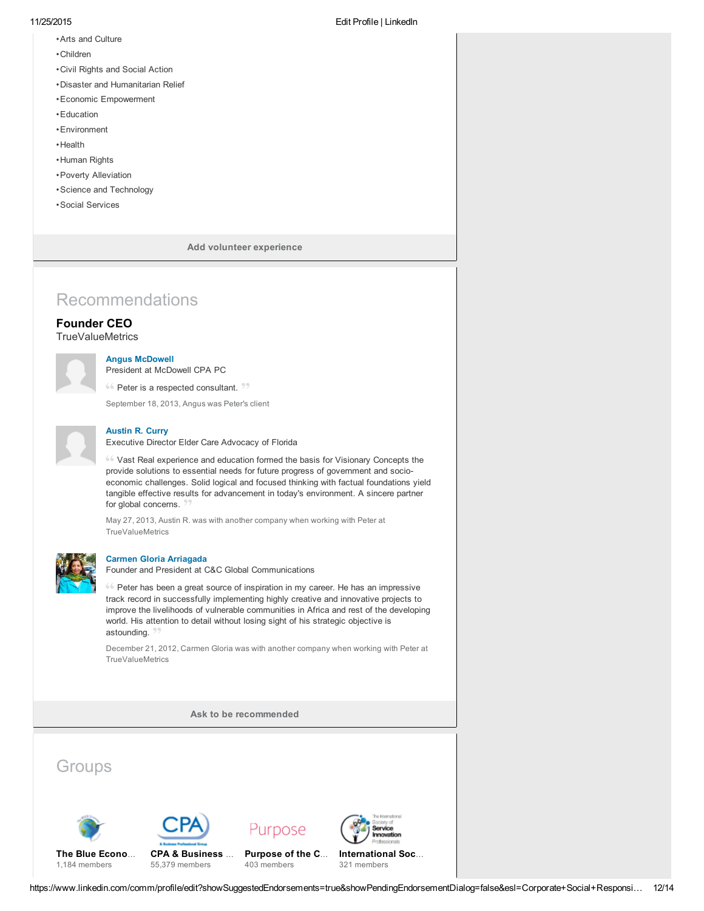- Arts and Culture
- Children
- Civil Rights and Social Action
- Disaster and Humanitarian Relief
- Economic Empowerment
- Education
- Environment
- Health
- Human Rights
- Poverty Alleviation
- Science and Technology
- Social Services

Add volunteer experience

## Recommendations

### Founder CEO

TrueValueMetrics

**Angus McDowell**
President at McDowell CPA PC

"Peter is a respected consultant."

September 18, 2013, Angus was Peter's client

**Austin R. Curry**
Executive Director Elder Care Advocacy of Florida

"Vast Real experience and education formed the basis for Visionary Concepts the provide solutions to essential needs for future progress of government and socio-economic challenges. Solid logical and focused thinking with factual foundations yield tangible effective results for advancement in today's environment. A sincere partner for global concerns."

May 27, 2013, Austin R. was with another company when working with Peter at TrueValueMetrics

**Carmen Gloria Arriagada**
Founder and President at C&C Global Communications

"Peter has been a great source of inspiration in my career. He has an impressive track record in successfully implementing highly creative and innovative projects to improve the livelihoods of vulnerable communities in Africa and rest of the developing world. His attention to detail without losing sight of his strategic objective is astounding."

December 21, 2012, Carmen Gloria was with another company when working with Peter at TrueValueMetrics

Ask to be recommended

## Groups

**The Blue Econo...**
1,184 members

**CPA & Business ...**
55,379 members

**Purpose of the C...**
403 members

**International Soc...**
321 members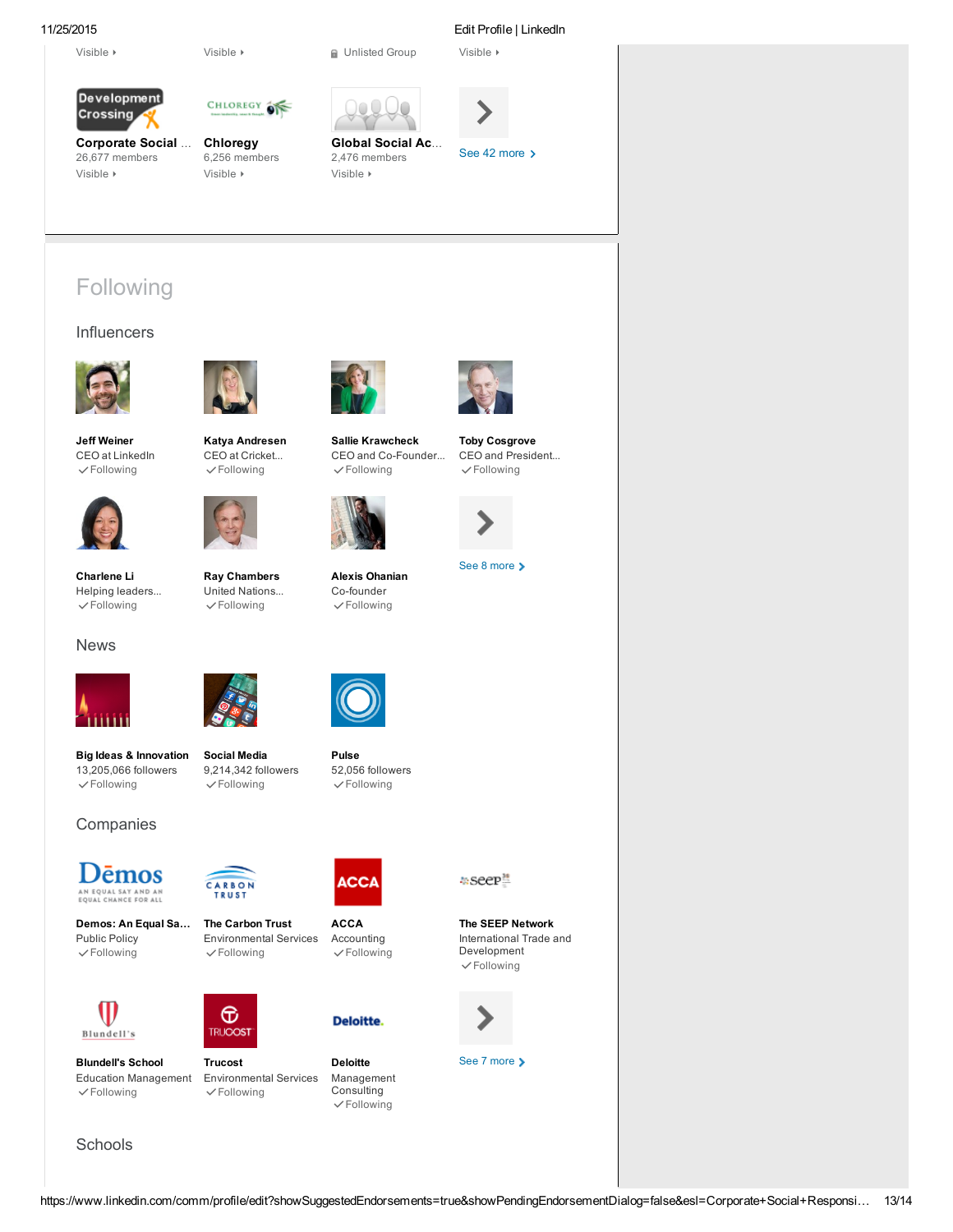Visible ▸ Visible ▸ Unlisted Group Visible ▸

**Corporate Social ...**
26,677 members
Visible ▸

**Chloregy**
6,256 members
Visible ▸

**Global Social Ac...**
2,476 members
Visible ▸

See 42 more ›

# Following

## Influencers

**Jeff Weiner**
CEO at LinkedIn
✓Following

**Katya Andresen**
CEO at Cricket...
✓Following

**Sallie Krawcheck**
CEO and Co-Founder...
✓Following

**Toby Cosgrove**
CEO and President...
✓Following

**Charlene Li**
Helping leaders...
✓Following

**Ray Chambers**
United Nations...
✓Following

**Alexis Ohanian**
Co-founder
✓Following

See 8 more ›

## News

**Big Ideas & Innovation**
13,205,066 followers
✓Following

**Social Media**
9,214,342 followers
✓Following

**Pulse**
52,056 followers
✓Following

## Companies

**Demos: An Equal Sa...**
Public Policy
✓Following

**The Carbon Trust**
Environmental Services
✓Following

**ACCA**
Accounting
✓Following

**The SEEP Network**
International Trade and Development
✓Following

**Blundell's School**
Education Management
✓Following

**Trucost**
Environmental Services
✓Following

**Deloitte**
Management Consulting
✓Following

See 7 more ›

## Schools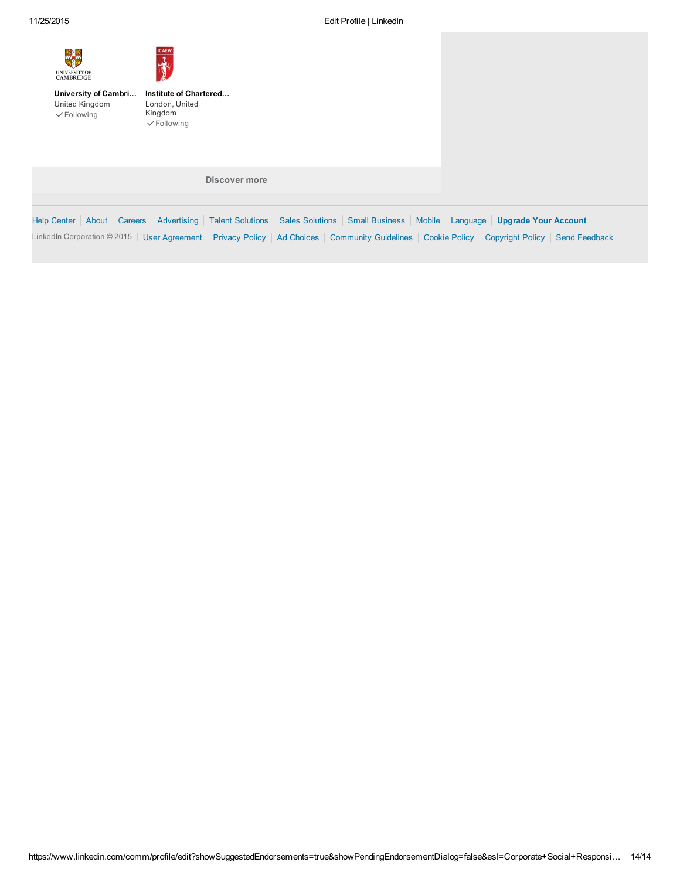**University of Cambri...**
United Kingdom
✓ Following

**Institute of Chartered...**
London, United Kingdom
✓ Following

Discover more

Help Center | About | Careers | Advertising | Talent Solutions | Sales Solutions | Small Business | Mobile | Language | **Upgrade Your Account**

LinkedIn Corporation © 2015 | User Agreement | Privacy Policy | Ad Choices | Community Guidelines | Cookie Policy | Copyright Policy | Send Feedback